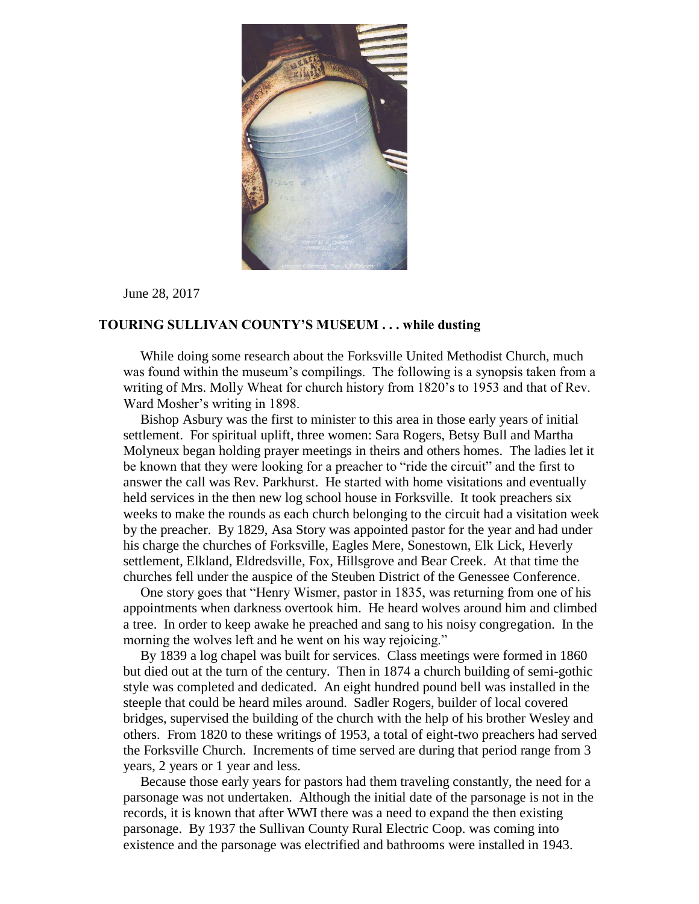June 28, 2017

**TOURING SULLIVAN COUNTY'S MUSEUM . . . while dusting**

While doing some research about the Forksville United Methodist Church, much was found within the museum's compilings. The following is a synopsis taken from a writing of Mrs. Molly Wheat for church history from 1820's to 1953 and that of Rev. Ward Mosher's writing in 1898.

Bishop Asbury was the first to minister to this area in those early years of initial settlement. For spiritual uplift, three women: Sara Rogers, Betsy Bull and Martha Molyneux began holding prayer meetings in theirs and others homes. The ladies let it be known that they were looking for a preacher to "ride the circuit" and the first to answer the call was Rev. Parkhurst. He started with home visitations and eventually held services in the then new log school house in Forksville. It took preachers six weeks to make the rounds as each church belonging to the circuit had a visitation week by the preacher. By 1829, Asa Story was appointed pastor for the year and had under his charge the churches of Forksville, Eagles Mere, Sonestown, Elk Lick, Heverly settlement, Elkland, Eldredsville, Fox, Hillsgrove and Bear Creek. At that time the churches fell under the auspice of the Steuben District of the Genessee Conference.

One story goes that "Henry Wismer, pastor in 1835, was returning from one of his appointments when darkness overtook him. He heard wolves around him and climbed a tree. In order to keep awake he preached and sang to his noisy congregation. In the morning the wolves left and he went on his way rejoicing."

By 1839 a log chapel was built for services. Class meetings were formed in 1860 but died out at the turn of the century. Then in 1874 a church building of semi-gothic style was completed and dedicated. An eight hundred pound bell was installed in the steeple that could be heard miles around. Sadler Rogers, builder of local covered bridges, supervised the building of the church with the help of his brother Wesley and others. From 1820 to these writings of 1953, a total of eight-two preachers had served the Forksville Church. Increments of time served are during that period range from 3 years, 2 years or 1 year and less.

Because those early years for pastors had them traveling constantly, the need for a parsonage was not undertaken. Although the initial date of the parsonage is not in the records, it is known that after WWI there was a need to expand the then existing parsonage. By 1937 the Sullivan County Rural Electric Coop. was coming into existence and the parsonage was electrified and bathrooms were installed in 1943.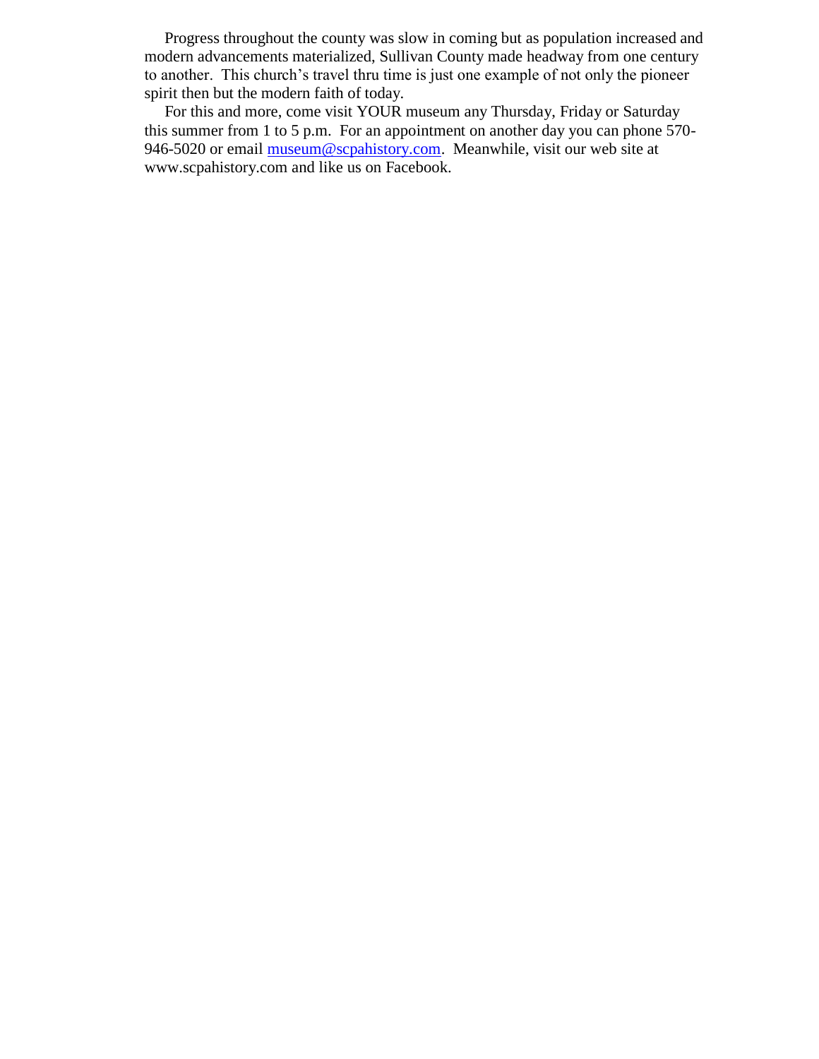Progress throughout the county was slow in coming but as population increased and modern advancements materialized, Sullivan County made headway from one century to another. This church's travel thru time is just one example of not only the pioneer spirit then but the modern faith of today.

For this and more, come visit YOUR museum any Thursday, Friday or Saturday this summer from 1 to 5 p.m. For an appointment on another day you can phone 570-946-5020 or email museum@scpahistory.com. Meanwhile, visit our web site at www.scpahistory.com and like us on Facebook.